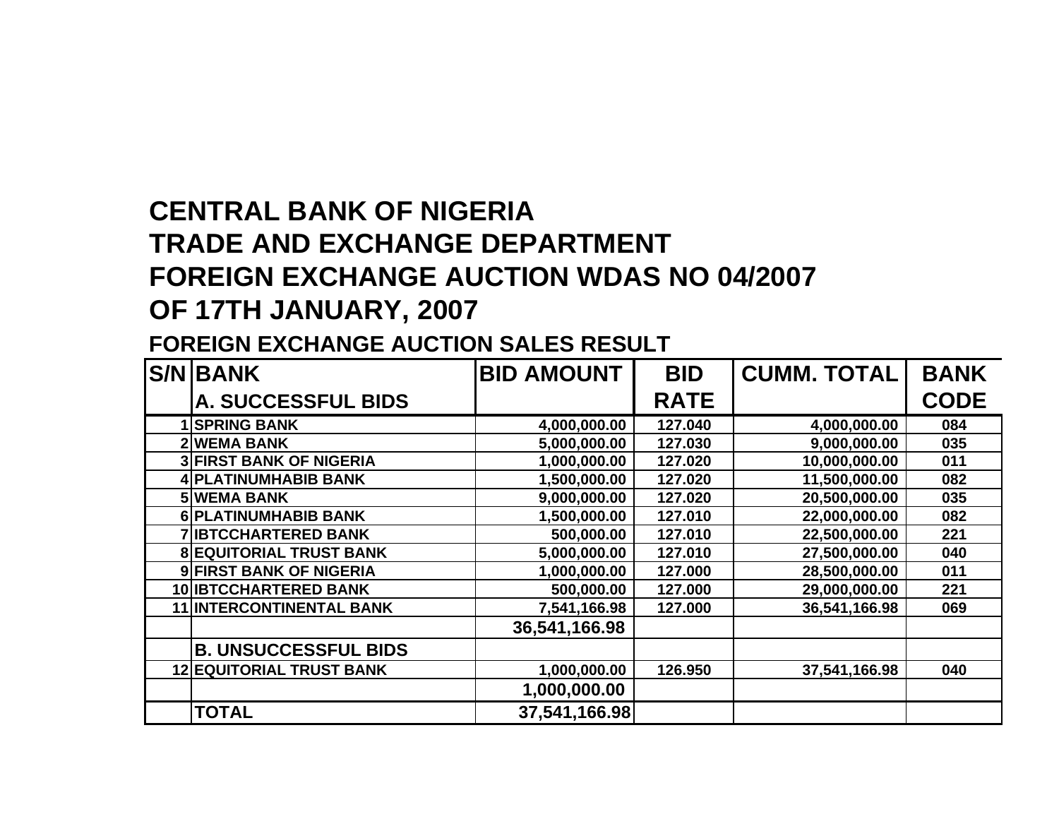# CENTRAL BANK OF NIGERIA
# TRADE AND EXCHANGE DEPARTMENT
# FOREIGN EXCHANGE AUCTION WDAS NO 04/2007
# OF 17TH JANUARY, 2007

## FOREIGN EXCHANGE AUCTION SALES RESULT

| S/N | BANK | BID AMOUNT | BID RATE | CUMM. TOTAL | BANK CODE |
|---|---|---|---|---|---|
| | A. SUCCESSFUL BIDS | | | | |
| 1 | SPRING BANK | 4,000,000.00 | 127.040 | 4,000,000.00 | 084 |
| 2 | WEMA BANK | 5,000,000.00 | 127.030 | 9,000,000.00 | 035 |
| 3 | FIRST BANK OF NIGERIA | 1,000,000.00 | 127.020 | 10,000,000.00 | 011 |
| 4 | PLATINUMHABIB BANK | 1,500,000.00 | 127.020 | 11,500,000.00 | 082 |
| 5 | WEMA BANK | 9,000,000.00 | 127.020 | 20,500,000.00 | 035 |
| 6 | PLATINUMHABIB BANK | 1,500,000.00 | 127.010 | 22,000,000.00 | 082 |
| 7 | IBTCCHARTERED BANK | 500,000.00 | 127.010 | 22,500,000.00 | 221 |
| 8 | EQUITORIAL TRUST BANK | 5,000,000.00 | 127.010 | 27,500,000.00 | 040 |
| 9 | FIRST BANK OF NIGERIA | 1,000,000.00 | 127.000 | 28,500,000.00 | 011 |
| 10 | IBTCCHARTERED BANK | 500,000.00 | 127.000 | 29,000,000.00 | 221 |
| 11 | INTERCONTINENTAL BANK | 7,541,166.98 | 127.000 | 36,541,166.98 | 069 |
| | | 36,541,166.98 | | | |
| | B. UNSUCCESSFUL BIDS | | | | |
| 12 | EQUITORIAL TRUST BANK | 1,000,000.00 | 126.950 | 37,541,166.98 | 040 |
| | | 1,000,000.00 | | | |
| | TOTAL | 37,541,166.98 | | | |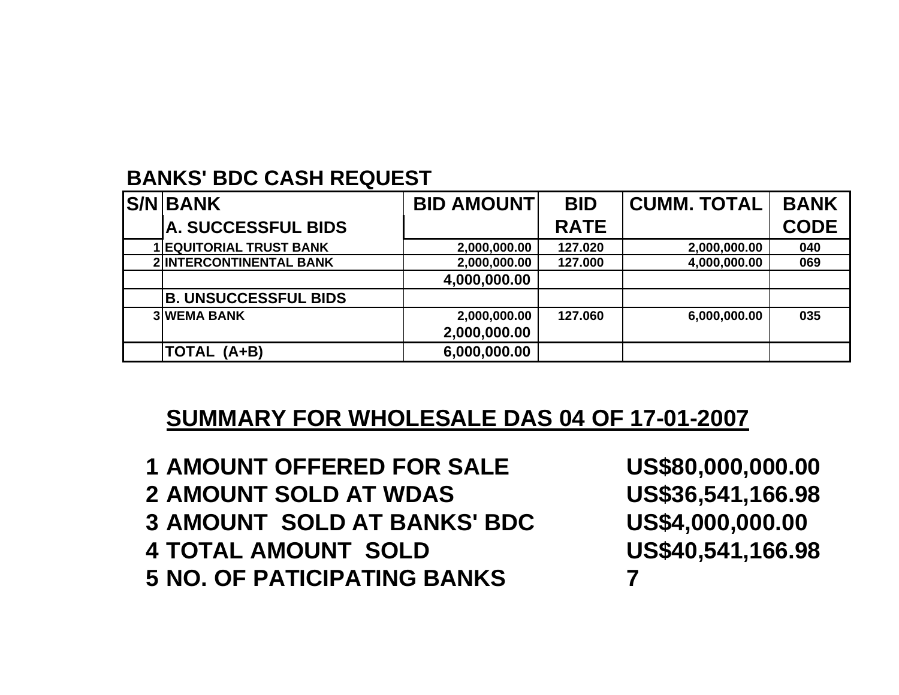## BANKS' BDC CASH REQUEST

| S/N | BANK | BID AMOUNT | BID RATE | CUMM. TOTAL | BANK CODE |
|---|---|---|---|---|---|
| | **A. SUCCESSFUL BIDS** | | | | |
| 1 | EQUITORIAL TRUST BANK | 2,000,000.00 | 127.020 | 2,000,000.00 | 040 |
| 2 | INTERCONTINENTAL BANK | 2,000,000.00 | 127.000 | 4,000,000.00 | 069 |
| | | 4,000,000.00 | | | |
| | **B. UNSUCCESSFUL BIDS** | | | | |
| 3 | WEMA BANK | 2,000,000.00 | 127.060 | 6,000,000.00 | 035 |
| | | 2,000,000.00 | | | |
| | **TOTAL (A+B)** | 6,000,000.00 | | | |

## SUMMARY FOR WHOLESALE DAS 04 OF 17-01-2007

| | | |
|---|---|---|
| 1 | AMOUNT OFFERED FOR SALE | US$80,000,000.00 |
| 2 | AMOUNT SOLD AT WDAS | US$36,541,166.98 |
| 3 | AMOUNT SOLD AT BANKS' BDC | US$4,000,000.00 |
| 4 | TOTAL AMOUNT SOLD | US$40,541,166.98 |
| 5 | NO. OF PATICIPATING BANKS | 7 |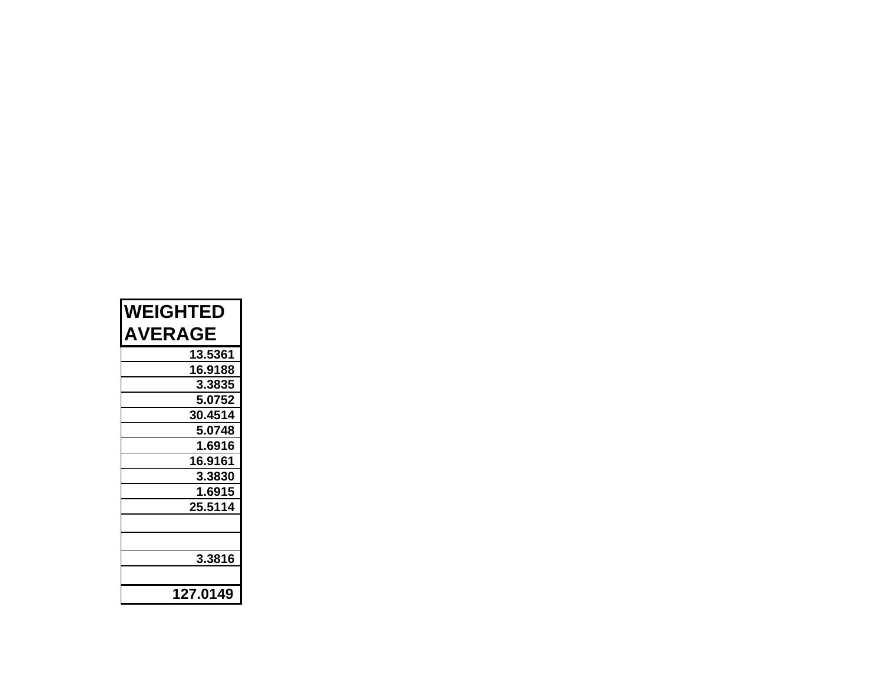| WEIGHTED AVERAGE |
| ---: |
| 13.5361 |
| 16.9188 |
| 3.3835 |
| 5.0752 |
| 30.4514 |
| 5.0748 |
| 1.6916 |
| 16.9161 |
| 3.3830 |
| 1.6915 |
| 25.5114 |
| |
| |
| 3.3816 |
| |
| 127.0149 |